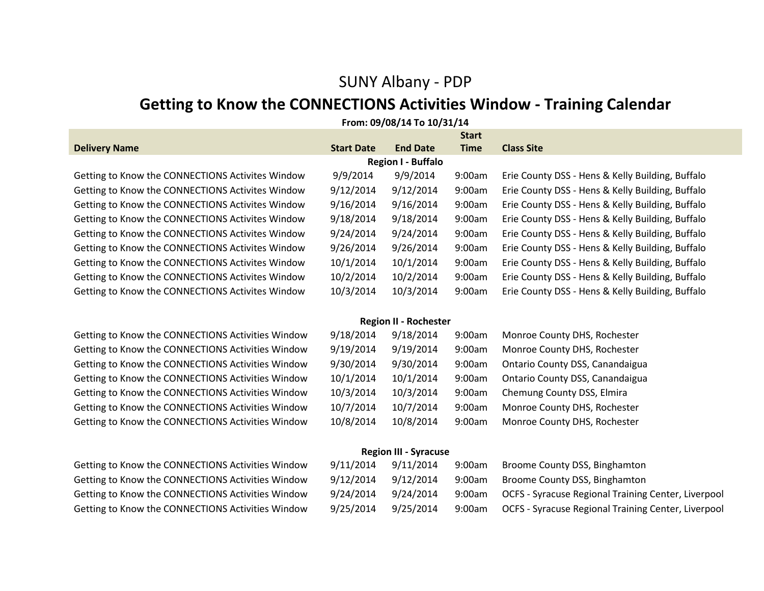# SUNY Albany - PDP

## Getting to Know the CONNECTIONS Activities Window - Training Calendar

**From: 09/08/14 To 10/31/14**

| Delivery Name | Start Date | End Date | Start Time | Class Site |
|---|---|---|---|---|
| | | **Region I - Buffalo** | | |
| Getting to Know the CONNECTIONS Activites Window | 9/9/2014 | 9/9/2014 | 9:00am | Erie County DSS - Hens & Kelly Building, Buffalo |
| Getting to Know the CONNECTIONS Activites Window | 9/12/2014 | 9/12/2014 | 9:00am | Erie County DSS - Hens & Kelly Building, Buffalo |
| Getting to Know the CONNECTIONS Activites Window | 9/16/2014 | 9/16/2014 | 9:00am | Erie County DSS - Hens & Kelly Building, Buffalo |
| Getting to Know the CONNECTIONS Activites Window | 9/18/2014 | 9/18/2014 | 9:00am | Erie County DSS - Hens & Kelly Building, Buffalo |
| Getting to Know the CONNECTIONS Activites Window | 9/24/2014 | 9/24/2014 | 9:00am | Erie County DSS - Hens & Kelly Building, Buffalo |
| Getting to Know the CONNECTIONS Activites Window | 9/26/2014 | 9/26/2014 | 9:00am | Erie County DSS - Hens & Kelly Building, Buffalo |
| Getting to Know the CONNECTIONS Activites Window | 10/1/2014 | 10/1/2014 | 9:00am | Erie County DSS - Hens & Kelly Building, Buffalo |
| Getting to Know the CONNECTIONS Activites Window | 10/2/2014 | 10/2/2014 | 9:00am | Erie County DSS - Hens & Kelly Building, Buffalo |
| Getting to Know the CONNECTIONS Activites Window | 10/3/2014 | 10/3/2014 | 9:00am | Erie County DSS - Hens & Kelly Building, Buffalo |
| | | **Region II - Rochester** | | |
| Getting to Know the CONNECTIONS Activities Window | 9/18/2014 | 9/18/2014 | 9:00am | Monroe County DHS, Rochester |
| Getting to Know the CONNECTIONS Activities Window | 9/19/2014 | 9/19/2014 | 9:00am | Monroe County DHS, Rochester |
| Getting to Know the CONNECTIONS Activities Window | 9/30/2014 | 9/30/2014 | 9:00am | Ontario County DSS, Canandaigua |
| Getting to Know the CONNECTIONS Activities Window | 10/1/2014 | 10/1/2014 | 9:00am | Ontario County DSS, Canandaigua |
| Getting to Know the CONNECTIONS Activities Window | 10/3/2014 | 10/3/2014 | 9:00am | Chemung County DSS, Elmira |
| Getting to Know the CONNECTIONS Activities Window | 10/7/2014 | 10/7/2014 | 9:00am | Monroe County DHS, Rochester |
| Getting to Know the CONNECTIONS Activities Window | 10/8/2014 | 10/8/2014 | 9:00am | Monroe County DHS, Rochester |
| | | **Region III - Syracuse** | | |
| Getting to Know the CONNECTIONS Activities Window | 9/11/2014 | 9/11/2014 | 9:00am | Broome County DSS, Binghamton |
| Getting to Know the CONNECTIONS Activities Window | 9/12/2014 | 9/12/2014 | 9:00am | Broome County DSS, Binghamton |
| Getting to Know the CONNECTIONS Activities Window | 9/24/2014 | 9/24/2014 | 9:00am | OCFS - Syracuse Regional Training Center, Liverpool |
| Getting to Know the CONNECTIONS Activities Window | 9/25/2014 | 9/25/2014 | 9:00am | OCFS - Syracuse Regional Training Center, Liverpool |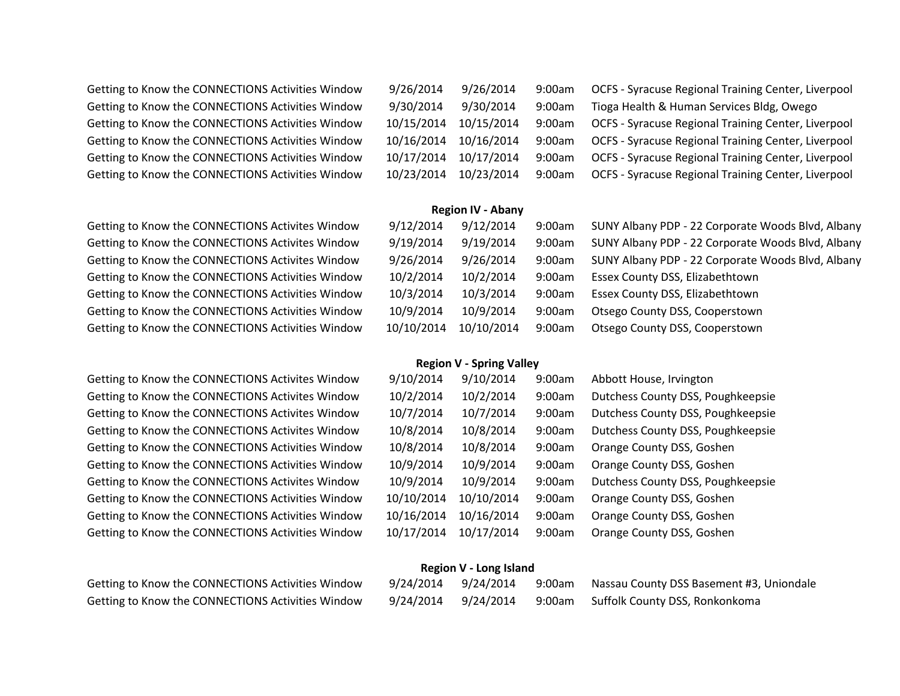| | | | | |
|---|---|---|---|---|
| Getting to Know the CONNECTIONS Activities Window | 9/26/2014 | 9/26/2014 | 9:00am | OCFS - Syracuse Regional Training Center, Liverpool |
| Getting to Know the CONNECTIONS Activities Window | 9/30/2014 | 9/30/2014 | 9:00am | Tioga Health & Human Services Bldg, Owego |
| Getting to Know the CONNECTIONS Activities Window | 10/15/2014 | 10/15/2014 | 9:00am | OCFS - Syracuse Regional Training Center, Liverpool |
| Getting to Know the CONNECTIONS Activities Window | 10/16/2014 | 10/16/2014 | 9:00am | OCFS - Syracuse Regional Training Center, Liverpool |
| Getting to Know the CONNECTIONS Activities Window | 10/17/2014 | 10/17/2014 | 9:00am | OCFS - Syracuse Regional Training Center, Liverpool |
| Getting to Know the CONNECTIONS Activities Window | 10/23/2014 | 10/23/2014 | 9:00am | OCFS - Syracuse Regional Training Center, Liverpool |

**Region IV - Abany**

| | | | | |
|---|---|---|---|---|
| Getting to Know the CONNECTIONS Activites Window | 9/12/2014 | 9/12/2014 | 9:00am | SUNY Albany PDP - 22 Corporate Woods Blvd, Albany |
| Getting to Know the CONNECTIONS Activites Window | 9/19/2014 | 9/19/2014 | 9:00am | SUNY Albany PDP - 22 Corporate Woods Blvd, Albany |
| Getting to Know the CONNECTIONS Activites Window | 9/26/2014 | 9/26/2014 | 9:00am | SUNY Albany PDP - 22 Corporate Woods Blvd, Albany |
| Getting to Know the CONNECTIONS Activities Window | 10/2/2014 | 10/2/2014 | 9:00am | Essex County DSS, Elizabethtown |
| Getting to Know the CONNECTIONS Activities Window | 10/3/2014 | 10/3/2014 | 9:00am | Essex County DSS, Elizabethtown |
| Getting to Know the CONNECTIONS Activities Window | 10/9/2014 | 10/9/2014 | 9:00am | Otsego County DSS, Cooperstown |
| Getting to Know the CONNECTIONS Activities Window | 10/10/2014 | 10/10/2014 | 9:00am | Otsego County DSS, Cooperstown |

**Region V - Spring Valley**

| | | | | |
|---|---|---|---|---|
| Getting to Know the CONNECTIONS Activites Window | 9/10/2014 | 9/10/2014 | 9:00am | Abbott House, Irvington |
| Getting to Know the CONNECTIONS Activites Window | 10/2/2014 | 10/2/2014 | 9:00am | Dutchess County DSS, Poughkeepsie |
| Getting to Know the CONNECTIONS Activites Window | 10/7/2014 | 10/7/2014 | 9:00am | Dutchess County DSS, Poughkeepsie |
| Getting to Know the CONNECTIONS Activites Window | 10/8/2014 | 10/8/2014 | 9:00am | Dutchess County DSS, Poughkeepsie |
| Getting to Know the CONNECTIONS Activities Window | 10/8/2014 | 10/8/2014 | 9:00am | Orange County DSS, Goshen |
| Getting to Know the CONNECTIONS Activities Window | 10/9/2014 | 10/9/2014 | 9:00am | Orange County DSS, Goshen |
| Getting to Know the CONNECTIONS Activites Window | 10/9/2014 | 10/9/2014 | 9:00am | Dutchess County DSS, Poughkeepsie |
| Getting to Know the CONNECTIONS Activities Window | 10/10/2014 | 10/10/2014 | 9:00am | Orange County DSS, Goshen |
| Getting to Know the CONNECTIONS Activities Window | 10/16/2014 | 10/16/2014 | 9:00am | Orange County DSS, Goshen |
| Getting to Know the CONNECTIONS Activities Window | 10/17/2014 | 10/17/2014 | 9:00am | Orange County DSS, Goshen |

**Region V - Long Island**

| | | | | |
|---|---|---|---|---|
| Getting to Know the CONNECTIONS Activities Window | 9/24/2014 | 9/24/2014 | 9:00am | Nassau County DSS Basement #3, Uniondale |
| Getting to Know the CONNECTIONS Activities Window | 9/24/2014 | 9/24/2014 | 9:00am | Suffolk County DSS, Ronkonkoma |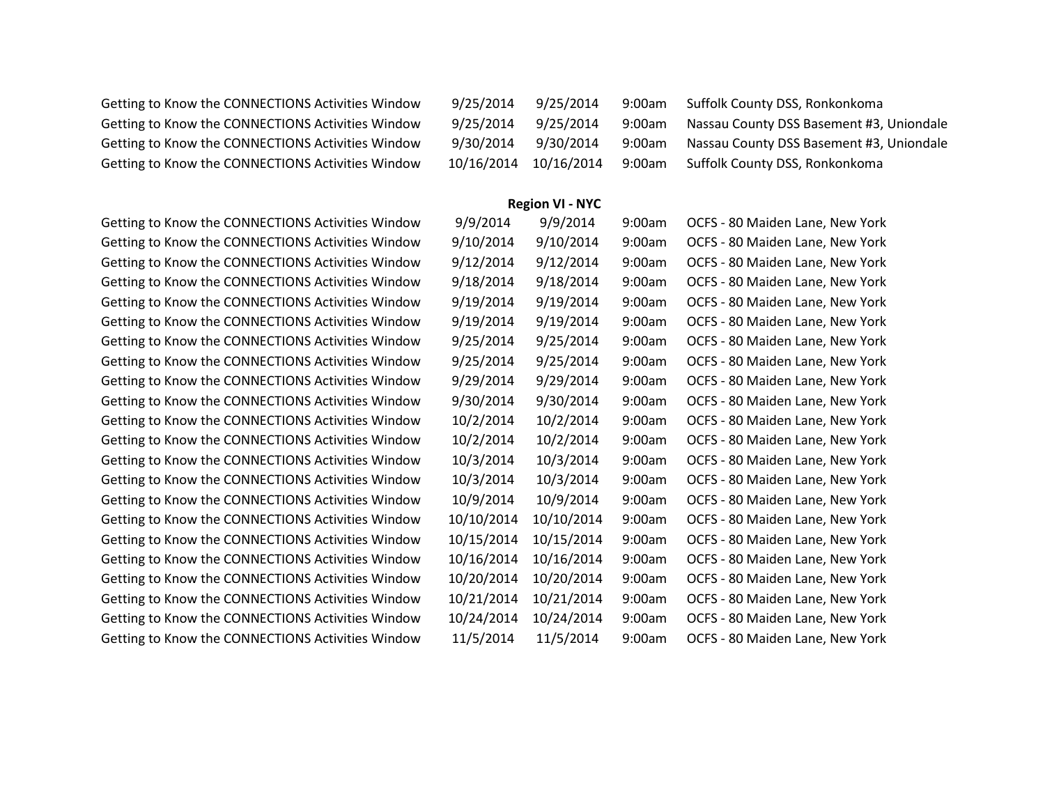| | | | | |
|---|---|---|---|---|
| Getting to Know the CONNECTIONS Activities Window | 9/25/2014 | 9/25/2014 | 9:00am | Suffolk County DSS, Ronkonkoma |
| Getting to Know the CONNECTIONS Activities Window | 9/25/2014 | 9/25/2014 | 9:00am | Nassau County DSS Basement #3, Uniondale |
| Getting to Know the CONNECTIONS Activities Window | 9/30/2014 | 9/30/2014 | 9:00am | Nassau County DSS Basement #3, Uniondale |
| Getting to Know the CONNECTIONS Activities Window | 10/16/2014 | 10/16/2014 | 9:00am | Suffolk County DSS, Ronkonkoma |

**Region VI - NYC**

| | | | | |
|---|---|---|---|---|
| Getting to Know the CONNECTIONS Activities Window | 9/9/2014 | 9/9/2014 | 9:00am | OCFS - 80 Maiden Lane, New York |
| Getting to Know the CONNECTIONS Activities Window | 9/10/2014 | 9/10/2014 | 9:00am | OCFS - 80 Maiden Lane, New York |
| Getting to Know the CONNECTIONS Activities Window | 9/12/2014 | 9/12/2014 | 9:00am | OCFS - 80 Maiden Lane, New York |
| Getting to Know the CONNECTIONS Activities Window | 9/18/2014 | 9/18/2014 | 9:00am | OCFS - 80 Maiden Lane, New York |
| Getting to Know the CONNECTIONS Activities Window | 9/19/2014 | 9/19/2014 | 9:00am | OCFS - 80 Maiden Lane, New York |
| Getting to Know the CONNECTIONS Activities Window | 9/19/2014 | 9/19/2014 | 9:00am | OCFS - 80 Maiden Lane, New York |
| Getting to Know the CONNECTIONS Activities Window | 9/25/2014 | 9/25/2014 | 9:00am | OCFS - 80 Maiden Lane, New York |
| Getting to Know the CONNECTIONS Activities Window | 9/25/2014 | 9/25/2014 | 9:00am | OCFS - 80 Maiden Lane, New York |
| Getting to Know the CONNECTIONS Activities Window | 9/29/2014 | 9/29/2014 | 9:00am | OCFS - 80 Maiden Lane, New York |
| Getting to Know the CONNECTIONS Activities Window | 9/30/2014 | 9/30/2014 | 9:00am | OCFS - 80 Maiden Lane, New York |
| Getting to Know the CONNECTIONS Activities Window | 10/2/2014 | 10/2/2014 | 9:00am | OCFS - 80 Maiden Lane, New York |
| Getting to Know the CONNECTIONS Activities Window | 10/2/2014 | 10/2/2014 | 9:00am | OCFS - 80 Maiden Lane, New York |
| Getting to Know the CONNECTIONS Activities Window | 10/3/2014 | 10/3/2014 | 9:00am | OCFS - 80 Maiden Lane, New York |
| Getting to Know the CONNECTIONS Activities Window | 10/3/2014 | 10/3/2014 | 9:00am | OCFS - 80 Maiden Lane, New York |
| Getting to Know the CONNECTIONS Activities Window | 10/9/2014 | 10/9/2014 | 9:00am | OCFS - 80 Maiden Lane, New York |
| Getting to Know the CONNECTIONS Activities Window | 10/10/2014 | 10/10/2014 | 9:00am | OCFS - 80 Maiden Lane, New York |
| Getting to Know the CONNECTIONS Activities Window | 10/15/2014 | 10/15/2014 | 9:00am | OCFS - 80 Maiden Lane, New York |
| Getting to Know the CONNECTIONS Activities Window | 10/16/2014 | 10/16/2014 | 9:00am | OCFS - 80 Maiden Lane, New York |
| Getting to Know the CONNECTIONS Activities Window | 10/20/2014 | 10/20/2014 | 9:00am | OCFS - 80 Maiden Lane, New York |
| Getting to Know the CONNECTIONS Activities Window | 10/21/2014 | 10/21/2014 | 9:00am | OCFS - 80 Maiden Lane, New York |
| Getting to Know the CONNECTIONS Activities Window | 10/24/2014 | 10/24/2014 | 9:00am | OCFS - 80 Maiden Lane, New York |
| Getting to Know the CONNECTIONS Activities Window | 11/5/2014 | 11/5/2014 | 9:00am | OCFS - 80 Maiden Lane, New York |